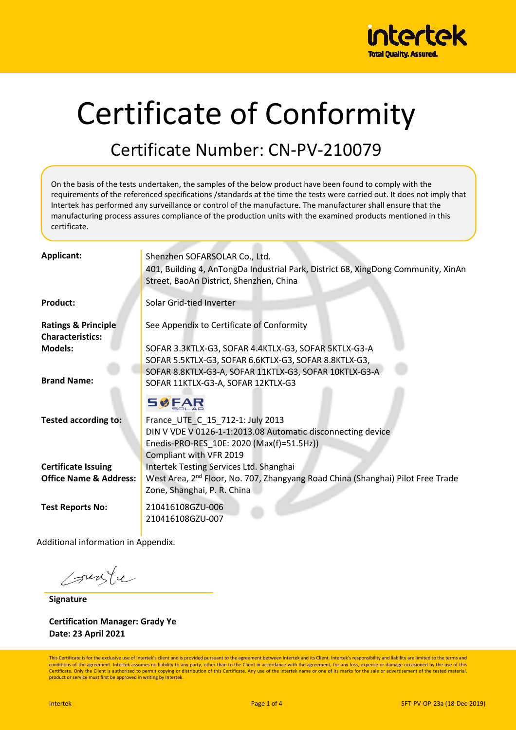# Certificate of Conformity

## Certificate Number: CN-PV-210079

On the basis of the tests undertaken, the samples of the below product have been found to comply with the requirements of the referenced specifications /standards at the time the tests were carried out. It does not imply that Intertek has performed any surveillance or control of the manufacture. The manufacturer shall ensure that the manufacturing process assures compliance of the production units with the examined products mentioned in this certificate.

| | |
|---|---|
| **Applicant:** | Shenzhen SOFARSOLAR Co., Ltd.<br>401, Building 4, AnTongDa Industrial Park, District 68, XingDong Community, XinAn Street, BaoAn District, Shenzhen, China |
| **Product:** | Solar Grid-tied Inverter |
| **Ratings & Principle Characteristics:** | See Appendix to Certificate of Conformity |
| **Models:** | SOFAR 3.3KTLX-G3, SOFAR 4.4KTLX-G3, SOFAR 5KTLX-G3-A<br>SOFAR 5.5KTLX-G3, SOFAR 6.6KTLX-G3, SOFAR 8.8KTLX-G3,<br>SOFAR 8.8KTLX-G3-A, SOFAR 11KTLX-G3, SOFAR 10KTLX-G3-A<br>SOFAR 11KTLX-G3-A, SOFAR 12KTLX-G3 |
| **Brand Name:** | SOFAR SOLAR |
| **Tested according to:** | France_UTE_C_15_712-1: July 2013<br>DIN V VDE V 0126-1-1:2013.08 Automatic disconnecting device<br>Enedis-PRO-RES_10E: 2020 (Max(f)=51.5Hz))<br>Compliant with VFR 2019 |
| **Certificate Issuing Office Name & Address:** | Intertek Testing Services Ltd. Shanghai<br>West Area, 2nd Floor, No. 707, Zhangyang Road China (Shanghai) Pilot Free Trade Zone, Shanghai, P. R. China |
| **Test Reports No:** | 210416108GZU-006<br>210416108GZU-007 |

Additional information in Appendix.

**Signature**

**Certification Manager: Grady Ye**
**Date: 23 April 2021**

This Certificate is for the exclusive use of Intertek's client and is provided pursuant to the agreement between Intertek and its Client. Intertek's responsibility and liability are limited to the terms and conditions of the agreement. Intertek assumes no liability to any party, other than to the Client in accordance with the agreement, for any loss, expense or damage occasioned by the use of this Certificate. Only the Client is authorized to permit copying or distribution of this Certificate. Any use of the Intertek name or one of its marks for the sale or advertisement of the tested material, product or service must first be approved in writing by Intertek.

Intertek SFT-PV-OP-23a (18-Dec-2019)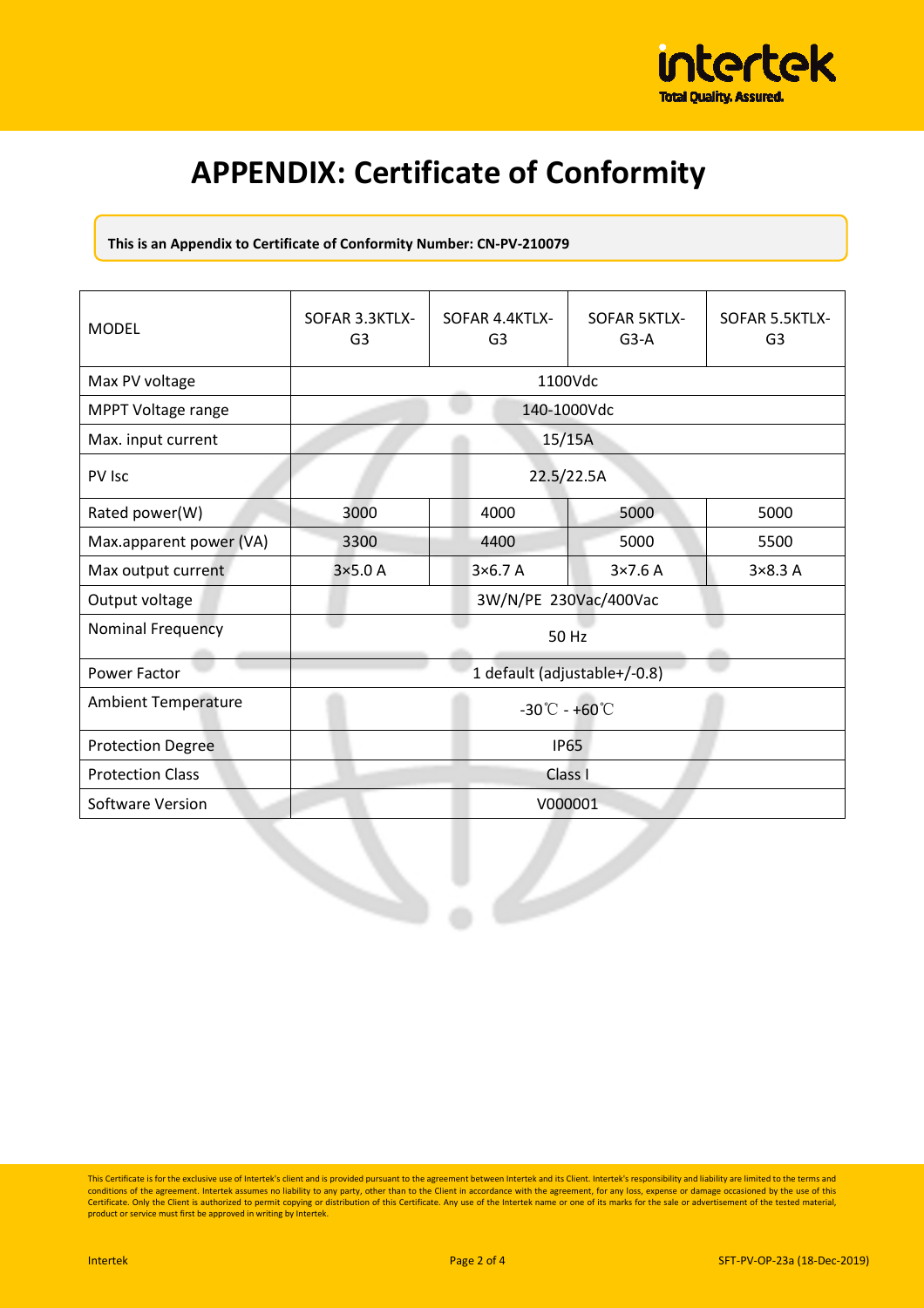# APPENDIX: Certificate of Conformity

**This is an Appendix to Certificate of Conformity Number: CN-PV-210079**

| MODEL | SOFAR 3.3KTLX-G3 | SOFAR 4.4KTLX-G3 | SOFAR 5KTLX-G3-A | SOFAR 5.5KTLX-G3 |
|---|---|---|---|---|
| Max PV voltage | 1100Vdc | | | |
| MPPT Voltage range | 140-1000Vdc | | | |
| Max. input current | 15/15A | | | |
| PV Isc | 22.5/22.5A | | | |
| Rated power(W) | 3000 | 4000 | 5000 | 5000 |
| Max.apparent power (VA) | 3300 | 4400 | 5000 | 5500 |
| Max output current | 3×5.0 A | 3×6.7 A | 3×7.6 A | 3×8.3 A |
| Output voltage | 3W/N/PE 230Vac/400Vac | | | |
| Nominal Frequency | 50 Hz | | | |
| Power Factor | 1 default (adjustable+/-0.8) | | | |
| Ambient Temperature | -30℃ - +60℃ | | | |
| Protection Degree | IP65 | | | |
| Protection Class | Class I | | | |
| Software Version | V000001 | | | |

This Certificate is for the exclusive use of Intertek's client and is provided pursuant to the agreement between Intertek and its Client. Intertek's responsibility and liability are limited to the terms and conditions of the agreement. Intertek assumes no liability to any party, other than to the Client in accordance with the agreement, for any loss, expense or damage occasioned by the use of this Certificate. Only the Client is authorized to permit copying or distribution of this Certificate. Any use of the Intertek name or one of its marks for the sale or advertisement of the tested material, product or service must first be approved in writing by Intertek.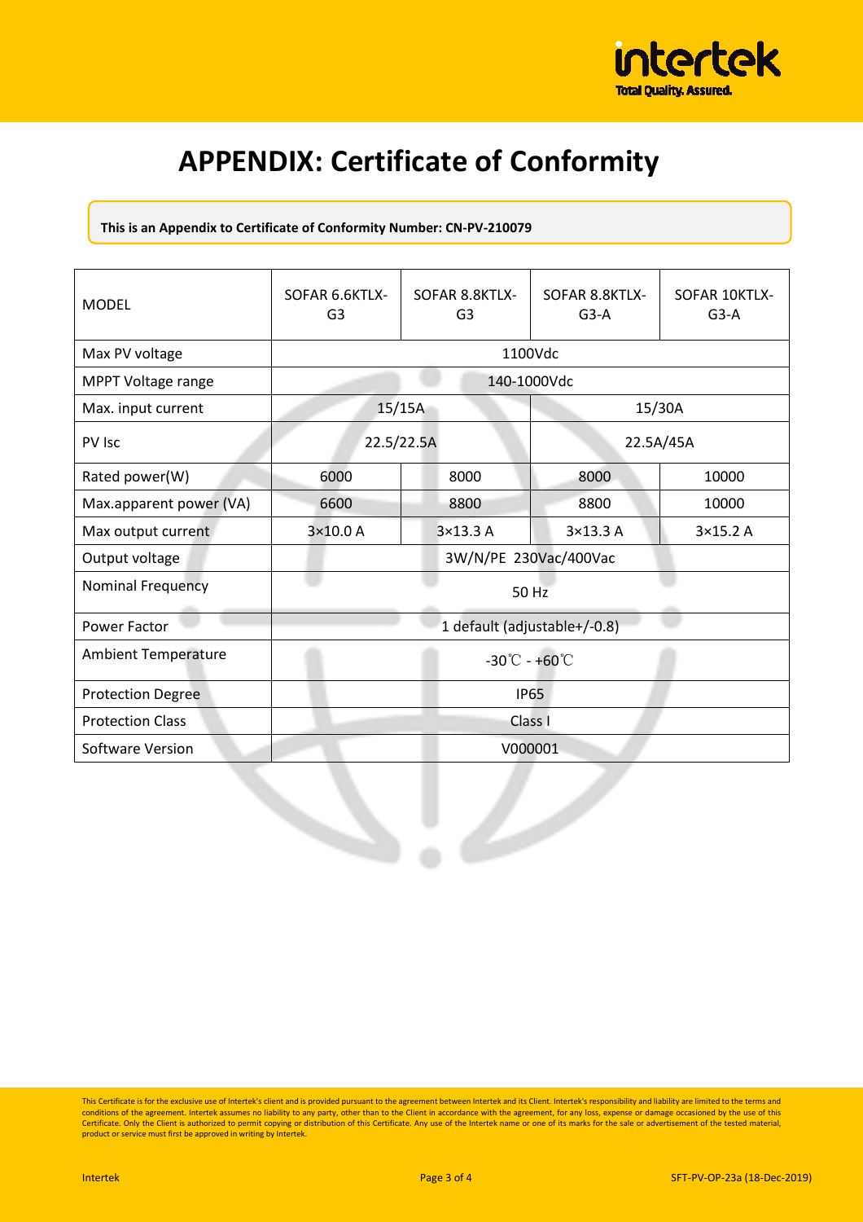# APPENDIX: Certificate of Conformity

**This is an Appendix to Certificate of Conformity Number: CN-PV-210079**

| MODEL | SOFAR 6.6KTLX-G3 | SOFAR 8.8KTLX-G3 | SOFAR 8.8KTLX-G3-A | SOFAR 10KTLX-G3-A |
|---|---|---|---|---|
| Max PV voltage | 1100Vdc | | | |
| MPPT Voltage range | 140-1000Vdc | | | |
| Max. input current | 15/15A | | 15/30A | |
| PV Isc | 22.5/22.5A | | 22.5A/45A | |
| Rated power(W) | 6000 | 8000 | 8000 | 10000 |
| Max.apparent power (VA) | 6600 | 8800 | 8800 | 10000 |
| Max output current | 3×10.0 A | 3×13.3 A | 3×13.3 A | 3×15.2 A |
| Output voltage | 3W/N/PE 230Vac/400Vac | | | |
| Nominal Frequency | 50 Hz | | | |
| Power Factor | 1 default (adjustable+/-0.8) | | | |
| Ambient Temperature | -30℃ - +60℃ | | | |
| Protection Degree | IP65 | | | |
| Protection Class | Class I | | | |
| Software Version | V000001 | | | |

This Certificate is for the exclusive use of Intertek's client and is provided pursuant to the agreement between Intertek and its Client. Intertek's responsibility and liability are limited to the terms and conditions of the agreement. Intertek assumes no liability to any party, other than to the Client in accordance with the agreement, for any loss, expense or damage occasioned by the use of this Certificate. Only the Client is authorized to permit copying or distribution of this Certificate. Any use of the Intertek name or one of its marks for the sale or advertisement of the tested material, product or service must first be approved in writing by Intertek.

Intertek SFT-PV-OP-23a (18-Dec-2019)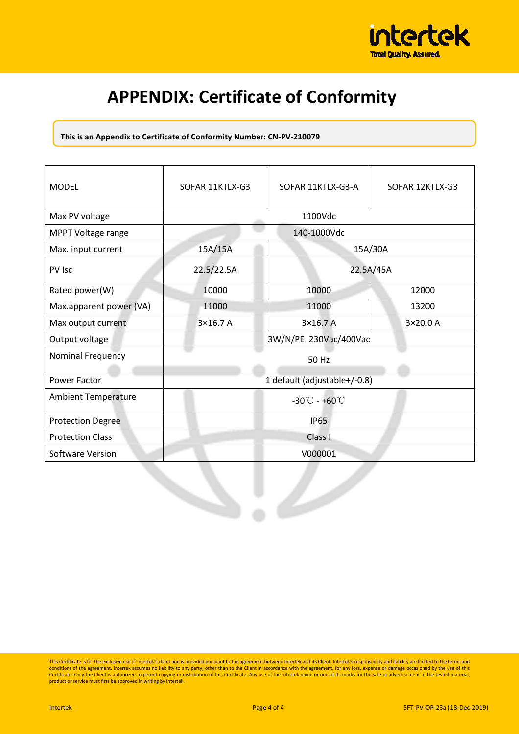# APPENDIX: Certificate of Conformity

**This is an Appendix to Certificate of Conformity Number: CN-PV-210079**

| MODEL | SOFAR 11KTLX-G3 | SOFAR 11KTLX-G3-A | SOFAR 12KTLX-G3 |
|---|---|---|---|
| Max PV voltage | 1100Vdc | | |
| MPPT Voltage range | 140-1000Vdc | | |
| Max. input current | 15A/15A | 15A/30A | |
| PV Isc | 22.5/22.5A | 22.5A/45A | |
| Rated power(W) | 10000 | 10000 | 12000 |
| Max.apparent power (VA) | 11000 | 11000 | 13200 |
| Max output current | 3×16.7 A | 3×16.7 A | 3×20.0 A |
| Output voltage | 3W/N/PE 230Vac/400Vac | | |
| Nominal Frequency | 50 Hz | | |
| Power Factor | 1 default (adjustable+/-0.8) | | |
| Ambient Temperature | -30℃ - +60℃ | | |
| Protection Degree | IP65 | | |
| Protection Class | Class I | | |
| Software Version | V000001 | | |

This Certificate is for the exclusive use of Intertek's client and is provided pursuant to the agreement between Intertek and its Client. Intertek's responsibility and liability are limited to the terms and conditions of the agreement. Intertek assumes no liability to any party, other than to the Client in accordance with the agreement, for any loss, expense or damage occasioned by the use of this Certificate. Only the Client is authorized to permit copying or distribution of this Certificate. Any use of the Intertek name or one of its marks for the sale or advertisement of the tested material, product or service must first be approved in writing by Intertek.